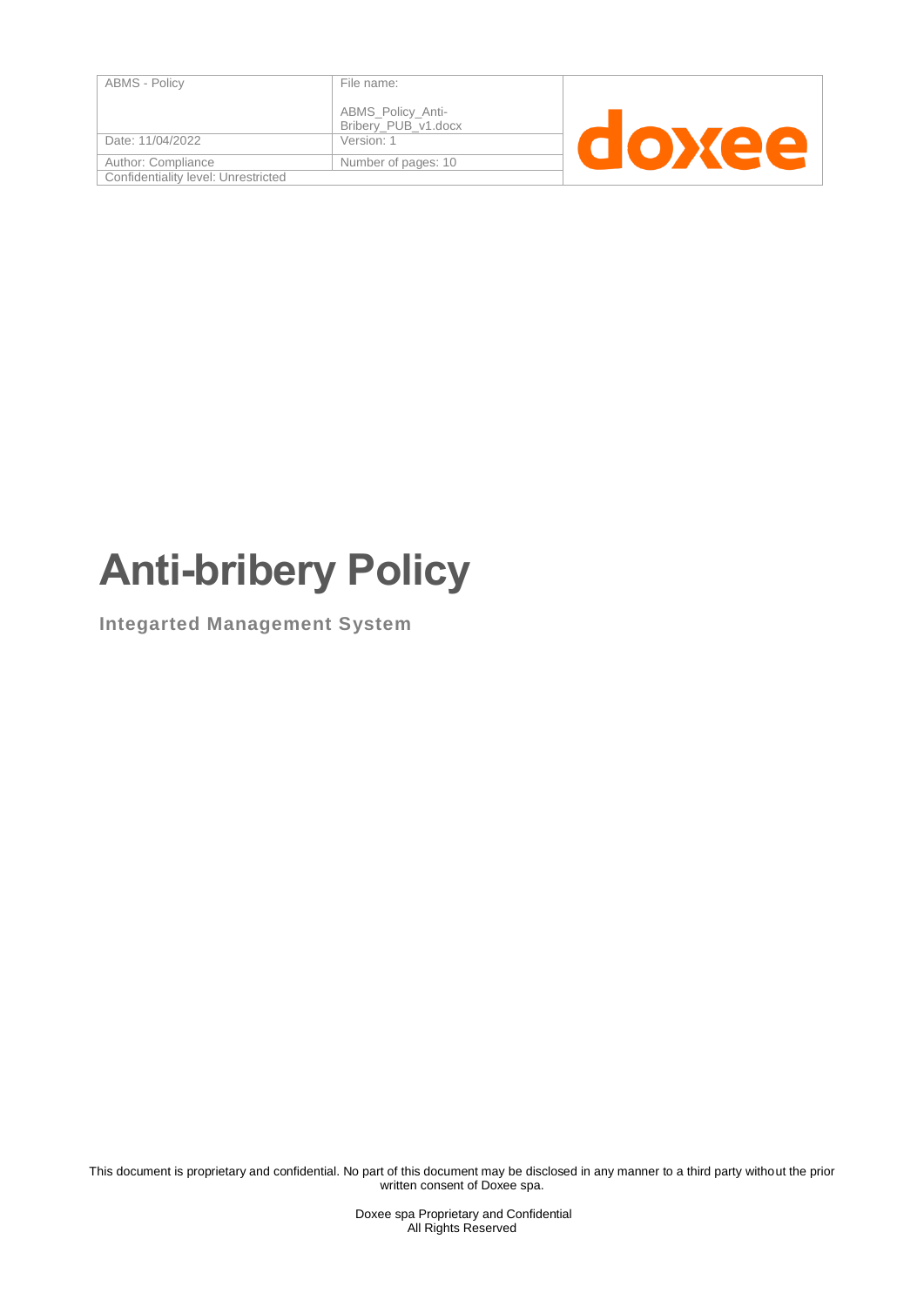| ABMS - Policy | File name: ABMS_Policy_Anti-Bribery_PUB_v1.docx | doxee |
| --- | --- | --- |
| Date: 11/04/2022 | Version: 1 | |
| Author: Compliance | Number of pages: 10 | |
| Confidentiality level: Unrestricted | | |

# Anti-bribery Policy

**Integarted Management System**

This document is proprietary and confidential. No part of this document may be disclosed in any manner to a third party without the prior written consent of Doxee spa.

Doxee spa Proprietary and Confidential
All Rights Reserved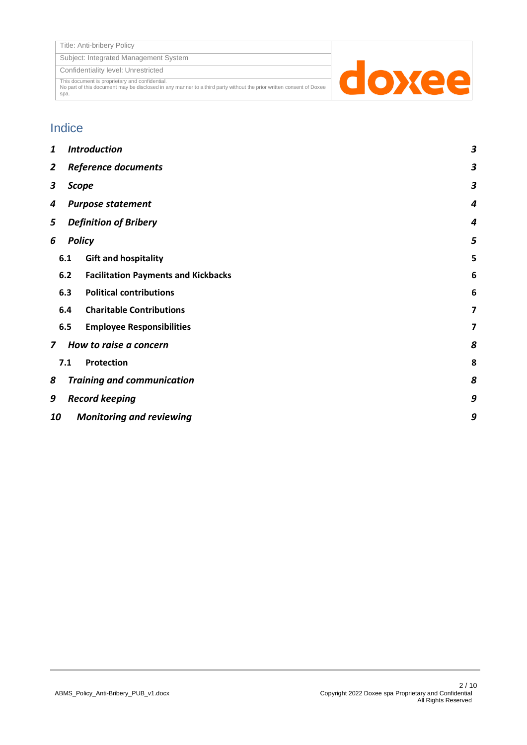## Indice

| | | |
|---|---|---|
| 1 | *Introduction* | 3 |
| 2 | *Reference documents* | 3 |
| 3 | *Scope* | 3 |
| 4 | *Purpose statement* | 4 |
| 5 | *Definition of Bribery* | 4 |
| 6 | *Policy* | 5 |
| 6.1 | Gift and hospitality | 5 |
| 6.2 | Facilitation Payments and Kickbacks | 6 |
| 6.3 | Political contributions | 6 |
| 6.4 | Charitable Contributions | 7 |
| 6.5 | Employee Responsibilities | 7 |
| 7 | *How to raise a concern* | 8 |
| 7.1 | Protection | 8 |
| 8 | *Training and communication* | 8 |
| 9 | *Record keeping* | 9 |
| 10 | *Monitoring and reviewing* | 9 |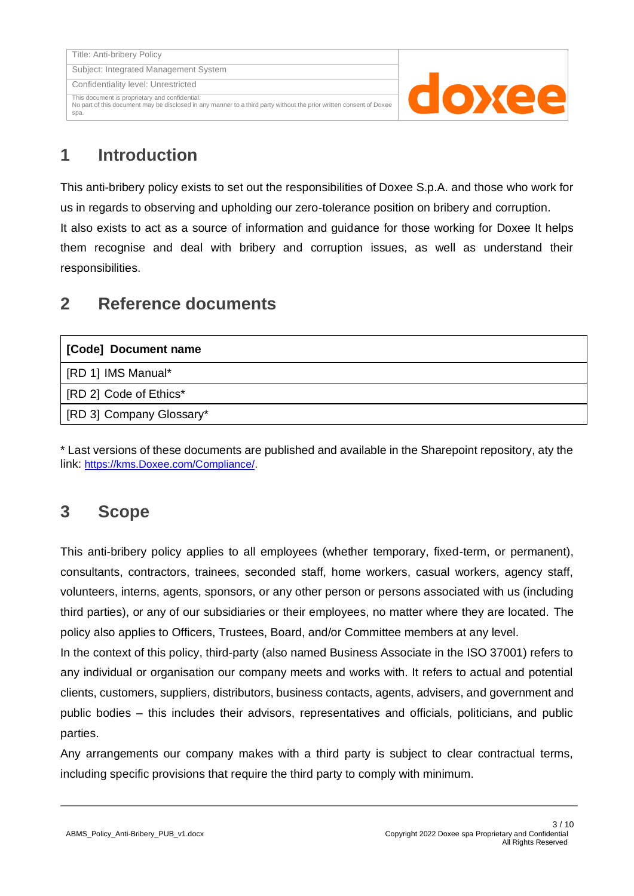# 1 Introduction

This anti-bribery policy exists to set out the responsibilities of Doxee S.p.A. and those who work for us in regards to observing and upholding our zero-tolerance position on bribery and corruption.
It also exists to act as a source of information and guidance for those working for Doxee It helps them recognise and deal with bribery and corruption issues, as well as understand their responsibilities.

# 2 Reference documents

| [Code] Document name |
|---|
| [RD 1] IMS Manual* |
| [RD 2] Code of Ethics* |
| [RD 3] Company Glossary* |

* Last versions of these documents are published and available in the Sharepoint repository, aty the link: https://kms.Doxee.com/Compliance/.

# 3 Scope

This anti-bribery policy applies to all employees (whether temporary, fixed-term, or permanent), consultants, contractors, trainees, seconded staff, home workers, casual workers, agency staff, volunteers, interns, agents, sponsors, or any other person or persons associated with us (including third parties), or any of our subsidiaries or their employees, no matter where they are located. The policy also applies to Officers, Trustees, Board, and/or Committee members at any level.
In the context of this policy, third-party (also named Business Associate in the ISO 37001) refers to any individual or organisation our company meets and works with. It refers to actual and potential clients, customers, suppliers, distributors, business contacts, agents, advisers, and government and public bodies – this includes their advisors, representatives and officials, politicians, and public parties.
Any arrangements our company makes with a third party is subject to clear contractual terms, including specific provisions that require the third party to comply with minimum.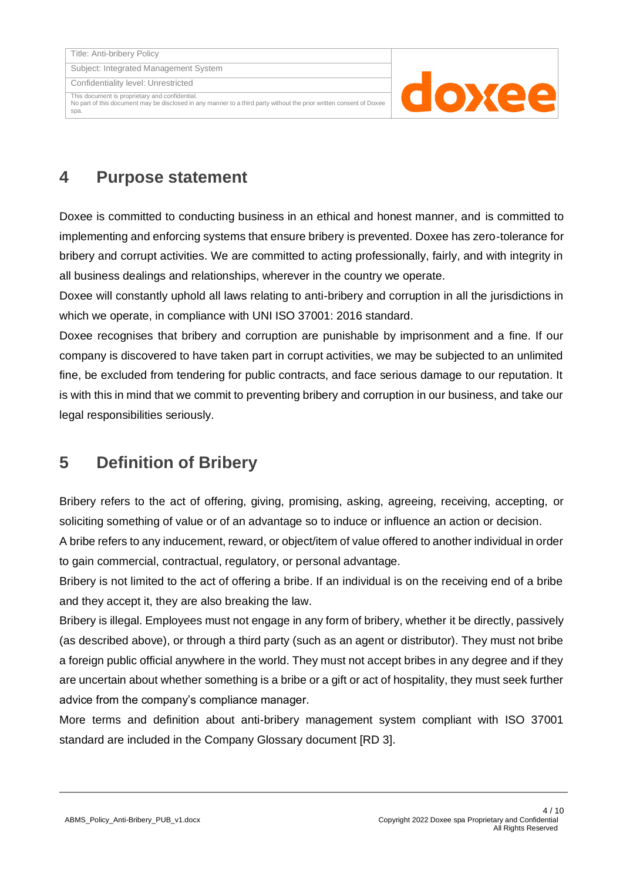## 4 Purpose statement

Doxee is committed to conducting business in an ethical and honest manner, and is committed to implementing and enforcing systems that ensure bribery is prevented. Doxee has zero-tolerance for bribery and corrupt activities. We are committed to acting professionally, fairly, and with integrity in all business dealings and relationships, wherever in the country we operate.

Doxee will constantly uphold all laws relating to anti-bribery and corruption in all the jurisdictions in which we operate, in compliance with UNI ISO 37001: 2016 standard.

Doxee recognises that bribery and corruption are punishable by imprisonment and a fine. If our company is discovered to have taken part in corrupt activities, we may be subjected to an unlimited fine, be excluded from tendering for public contracts, and face serious damage to our reputation. It is with this in mind that we commit to preventing bribery and corruption in our business, and take our legal responsibilities seriously.

## 5 Definition of Bribery

Bribery refers to the act of offering, giving, promising, asking, agreeing, receiving, accepting, or soliciting something of value or of an advantage so to induce or influence an action or decision.

A bribe refers to any inducement, reward, or object/item of value offered to another individual in order to gain commercial, contractual, regulatory, or personal advantage.

Bribery is not limited to the act of offering a bribe. If an individual is on the receiving end of a bribe and they accept it, they are also breaking the law.

Bribery is illegal. Employees must not engage in any form of bribery, whether it be directly, passively (as described above), or through a third party (such as an agent or distributor). They must not bribe a foreign public official anywhere in the world. They must not accept bribes in any degree and if they are uncertain about whether something is a bribe or a gift or act of hospitality, they must seek further advice from the company's compliance manager.

More terms and definition about anti-bribery management system compliant with ISO 37001 standard are included in the Company Glossary document [RD 3].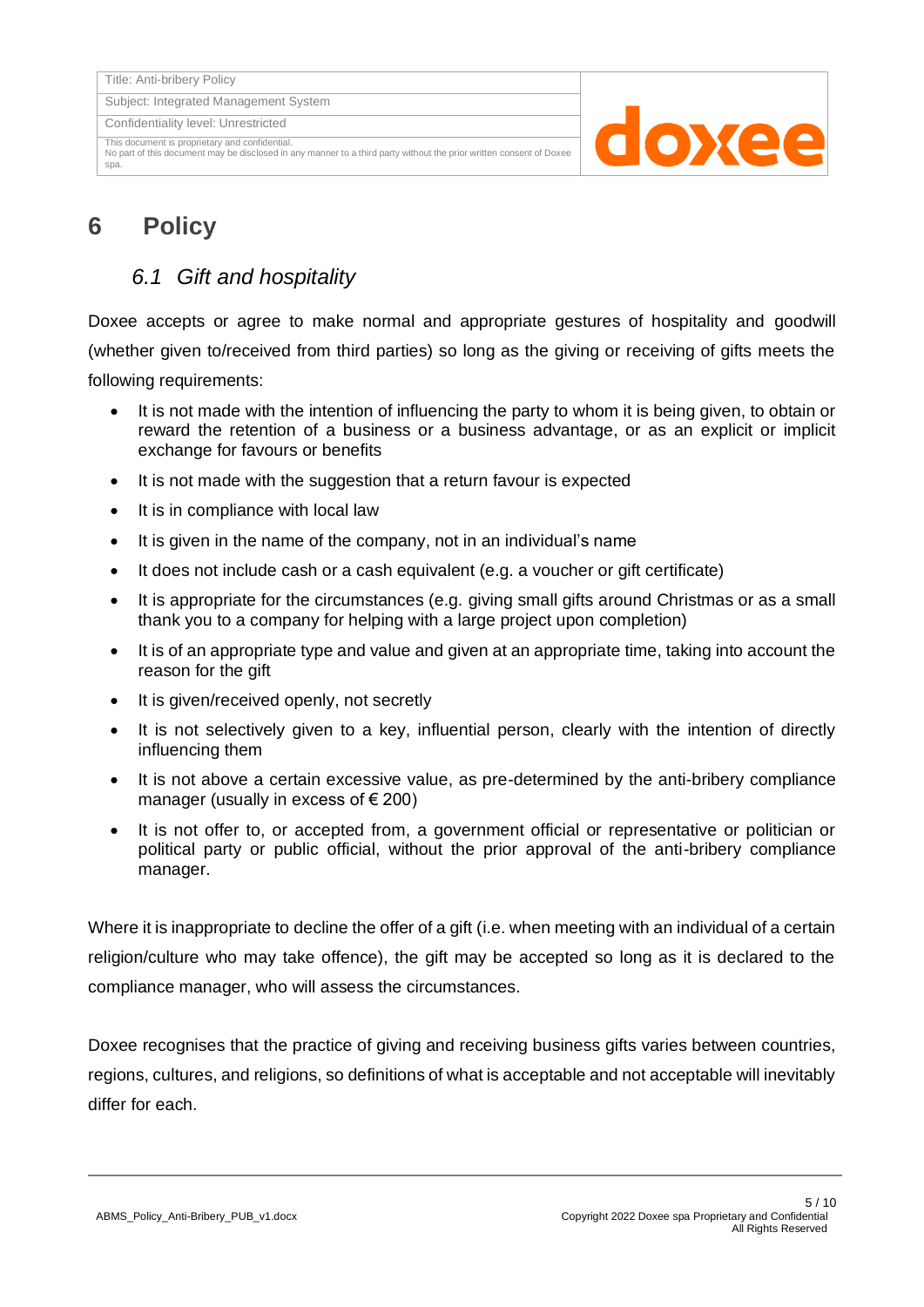# 6 Policy

## *6.1 Gift and hospitality*

Doxee accepts or agree to make normal and appropriate gestures of hospitality and goodwill (whether given to/received from third parties) so long as the giving or receiving of gifts meets the following requirements:

- It is not made with the intention of influencing the party to whom it is being given, to obtain or reward the retention of a business or a business advantage, or as an explicit or implicit exchange for favours or benefits
- It is not made with the suggestion that a return favour is expected
- It is in compliance with local law
- It is given in the name of the company, not in an individual's name
- It does not include cash or a cash equivalent (e.g. a voucher or gift certificate)
- It is appropriate for the circumstances (e.g. giving small gifts around Christmas or as a small thank you to a company for helping with a large project upon completion)
- It is of an appropriate type and value and given at an appropriate time, taking into account the reason for the gift
- It is given/received openly, not secretly
- It is not selectively given to a key, influential person, clearly with the intention of directly influencing them
- It is not above a certain excessive value, as pre-determined by the anti-bribery compliance manager (usually in excess of € 200)
- It is not offer to, or accepted from, a government official or representative or politician or political party or public official, without the prior approval of the anti-bribery compliance manager.

Where it is inappropriate to decline the offer of a gift (i.e. when meeting with an individual of a certain religion/culture who may take offence), the gift may be accepted so long as it is declared to the compliance manager, who will assess the circumstances.

Doxee recognises that the practice of giving and receiving business gifts varies between countries, regions, cultures, and religions, so definitions of what is acceptable and not acceptable will inevitably differ for each.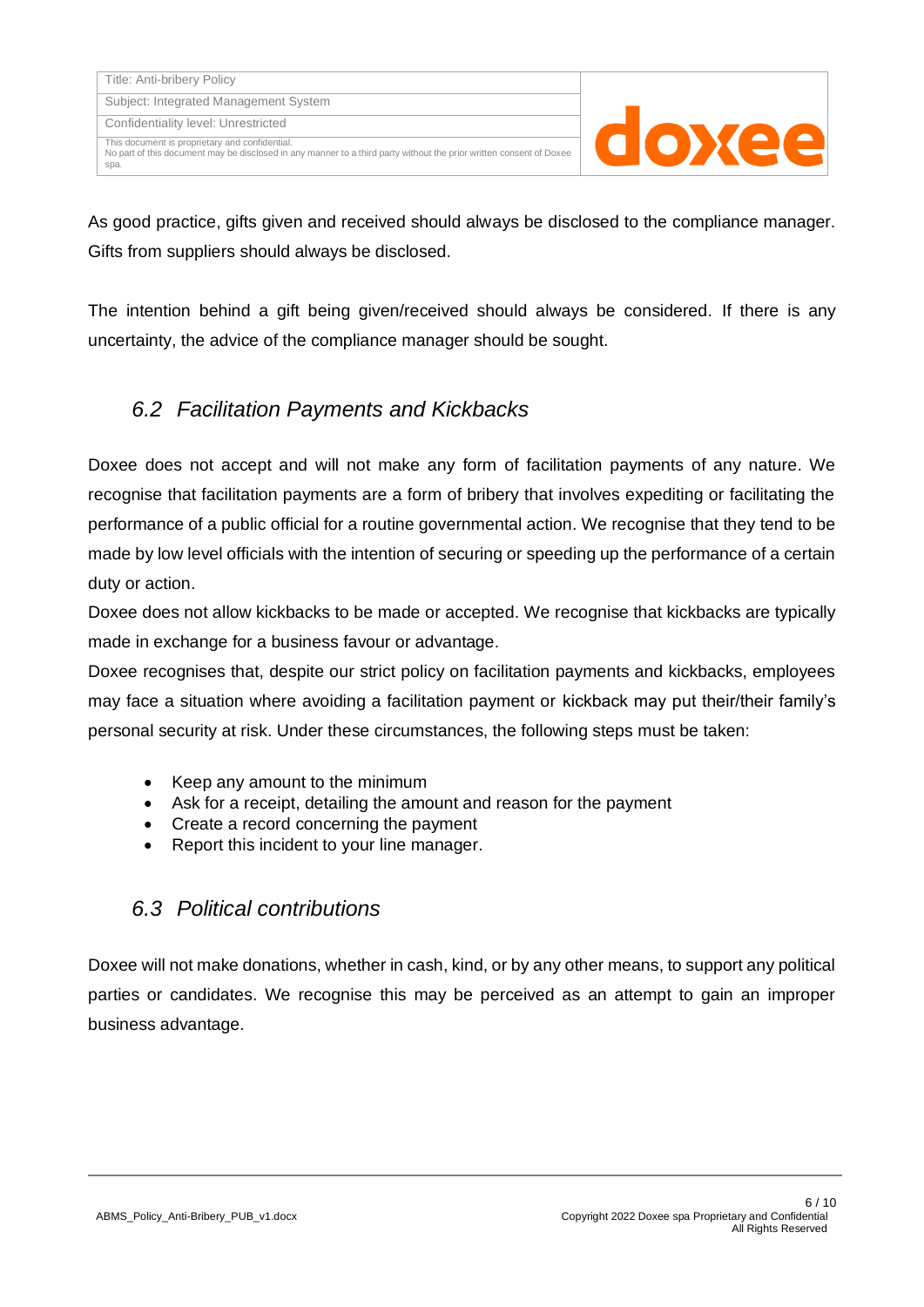As good practice, gifts given and received should always be disclosed to the compliance manager. Gifts from suppliers should always be disclosed.

The intention behind a gift being given/received should always be considered. If there is any uncertainty, the advice of the compliance manager should be sought.

## *6.2 Facilitation Payments and Kickbacks*

Doxee does not accept and will not make any form of facilitation payments of any nature. We recognise that facilitation payments are a form of bribery that involves expediting or facilitating the performance of a public official for a routine governmental action. We recognise that they tend to be made by low level officials with the intention of securing or speeding up the performance of a certain duty or action.

Doxee does not allow kickbacks to be made or accepted. We recognise that kickbacks are typically made in exchange for a business favour or advantage.

Doxee recognises that, despite our strict policy on facilitation payments and kickbacks, employees may face a situation where avoiding a facilitation payment or kickback may put their/their family's personal security at risk. Under these circumstances, the following steps must be taken:

- Keep any amount to the minimum
- Ask for a receipt, detailing the amount and reason for the payment
- Create a record concerning the payment
- Report this incident to your line manager.

## *6.3 Political contributions*

Doxee will not make donations, whether in cash, kind, or by any other means, to support any political parties or candidates. We recognise this may be perceived as an attempt to gain an improper business advantage.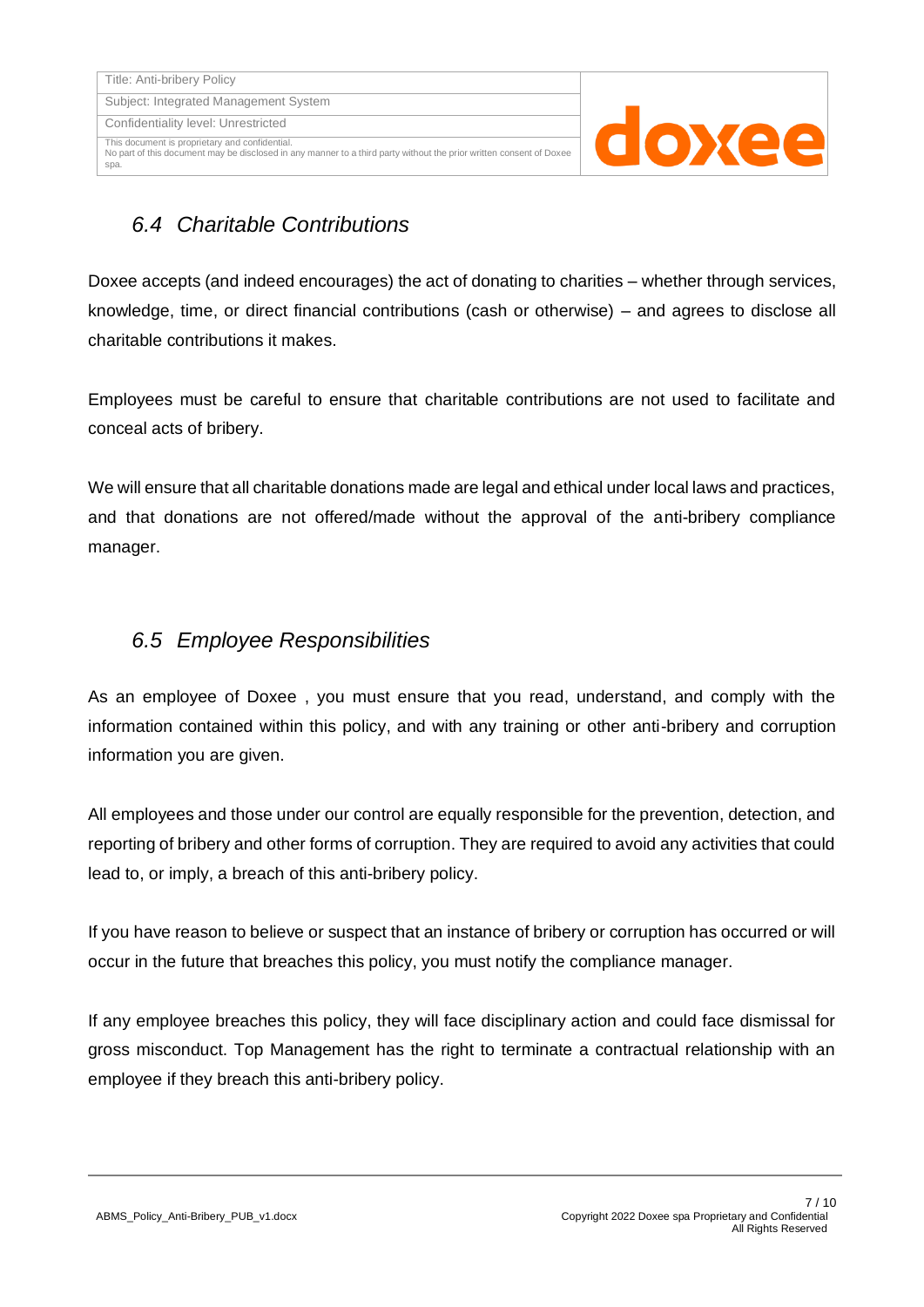## *6.4 Charitable Contributions*

Doxee accepts (and indeed encourages) the act of donating to charities – whether through services, knowledge, time, or direct financial contributions (cash or otherwise) – and agrees to disclose all charitable contributions it makes.

Employees must be careful to ensure that charitable contributions are not used to facilitate and conceal acts of bribery.

We will ensure that all charitable donations made are legal and ethical under local laws and practices, and that donations are not offered/made without the approval of the anti-bribery compliance manager.

## *6.5 Employee Responsibilities*

As an employee of Doxee , you must ensure that you read, understand, and comply with the information contained within this policy, and with any training or other anti-bribery and corruption information you are given.

All employees and those under our control are equally responsible for the prevention, detection, and reporting of bribery and other forms of corruption. They are required to avoid any activities that could lead to, or imply, a breach of this anti-bribery policy.

If you have reason to believe or suspect that an instance of bribery or corruption has occurred or will occur in the future that breaches this policy, you must notify the compliance manager.

If any employee breaches this policy, they will face disciplinary action and could face dismissal for gross misconduct. Top Management has the right to terminate a contractual relationship with an employee if they breach this anti-bribery policy.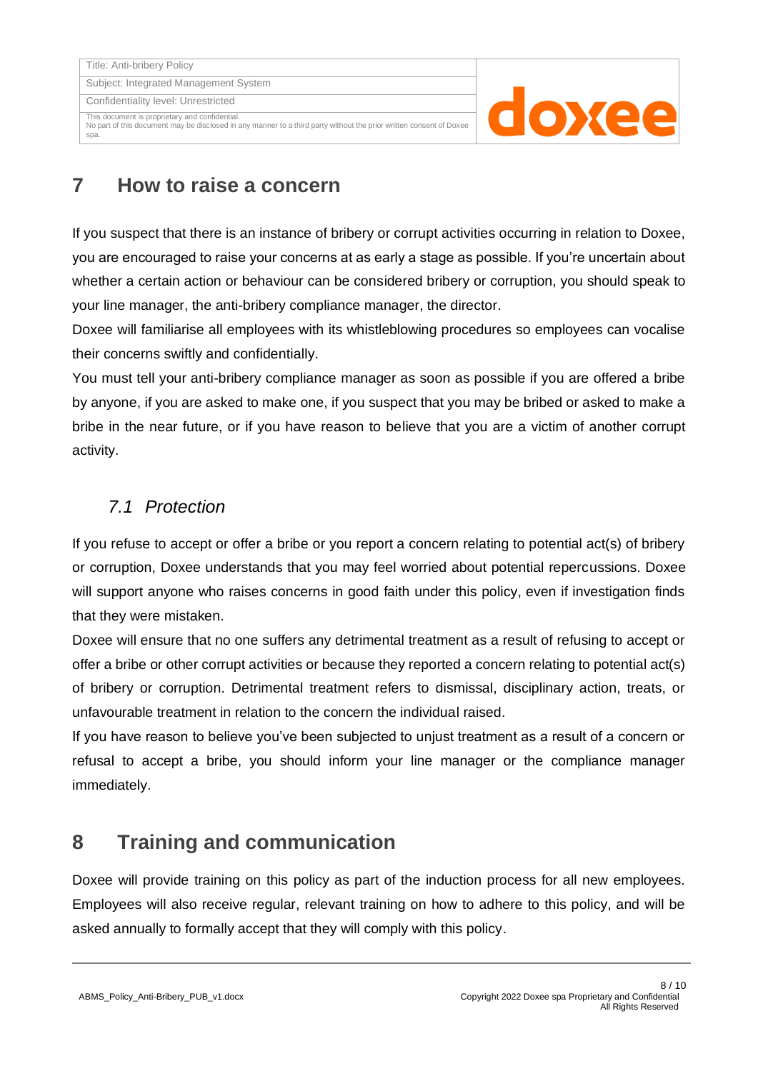## 7 How to raise a concern

If you suspect that there is an instance of bribery or corrupt activities occurring in relation to Doxee, you are encouraged to raise your concerns at as early a stage as possible. If you're uncertain about whether a certain action or behaviour can be considered bribery or corruption, you should speak to your line manager, the anti-bribery compliance manager, the director.

Doxee will familiarise all employees with its whistleblowing procedures so employees can vocalise their concerns swiftly and confidentially.

You must tell your anti-bribery compliance manager as soon as possible if you are offered a bribe by anyone, if you are asked to make one, if you suspect that you may be bribed or asked to make a bribe in the near future, or if you have reason to believe that you are a victim of another corrupt activity.

### *7.1 Protection*

If you refuse to accept or offer a bribe or you report a concern relating to potential act(s) of bribery or corruption, Doxee understands that you may feel worried about potential repercussions. Doxee will support anyone who raises concerns in good faith under this policy, even if investigation finds that they were mistaken.

Doxee will ensure that no one suffers any detrimental treatment as a result of refusing to accept or offer a bribe or other corrupt activities or because they reported a concern relating to potential act(s) of bribery or corruption. Detrimental treatment refers to dismissal, disciplinary action, treats, or unfavourable treatment in relation to the concern the individual raised.

If you have reason to believe you've been subjected to unjust treatment as a result of a concern or refusal to accept a bribe, you should inform your line manager or the compliance manager immediately.

## 8 Training and communication

Doxee will provide training on this policy as part of the induction process for all new employees. Employees will also receive regular, relevant training on how to adhere to this policy, and will be asked annually to formally accept that they will comply with this policy.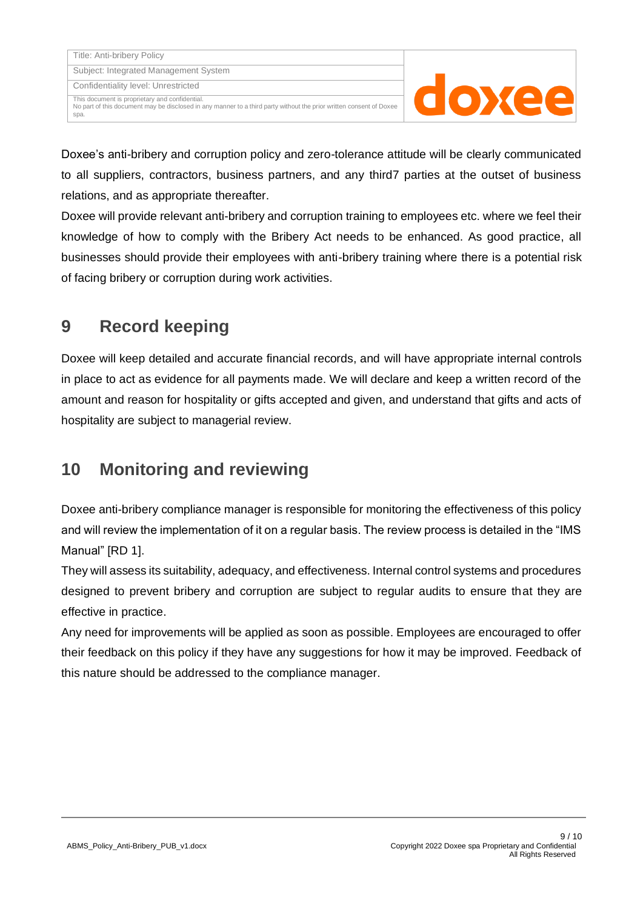Doxee's anti-bribery and corruption policy and zero-tolerance attitude will be clearly communicated to all suppliers, contractors, business partners, and any third7 parties at the outset of business relations, and as appropriate thereafter.

Doxee will provide relevant anti-bribery and corruption training to employees etc. where we feel their knowledge of how to comply with the Bribery Act needs to be enhanced. As good practice, all businesses should provide their employees with anti-bribery training where there is a potential risk of facing bribery or corruption during work activities.

# 9 Record keeping

Doxee will keep detailed and accurate financial records, and will have appropriate internal controls in place to act as evidence for all payments made. We will declare and keep a written record of the amount and reason for hospitality or gifts accepted and given, and understand that gifts and acts of hospitality are subject to managerial review.

# 10 Monitoring and reviewing

Doxee anti-bribery compliance manager is responsible for monitoring the effectiveness of this policy and will review the implementation of it on a regular basis. The review process is detailed in the "IMS Manual" [RD 1].

They will assess its suitability, adequacy, and effectiveness. Internal control systems and procedures designed to prevent bribery and corruption are subject to regular audits to ensure that they are effective in practice.

Any need for improvements will be applied as soon as possible. Employees are encouraged to offer their feedback on this policy if they have any suggestions for how it may be improved. Feedback of this nature should be addressed to the compliance manager.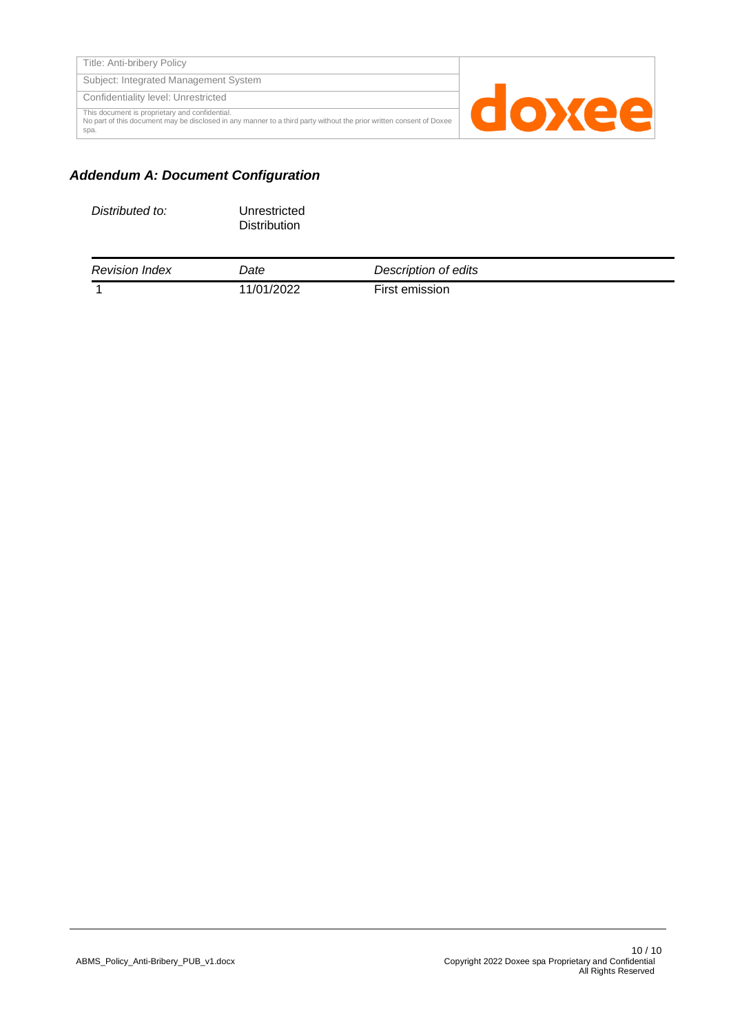### *Addendum A: Document Configuration*

| | |
|---|---|
| *Distributed to:* | Unrestricted Distribution |

| *Revision Index* | *Date* | *Description of edits* |
|---|---|---|
| 1 | 11/01/2022 | First emission |